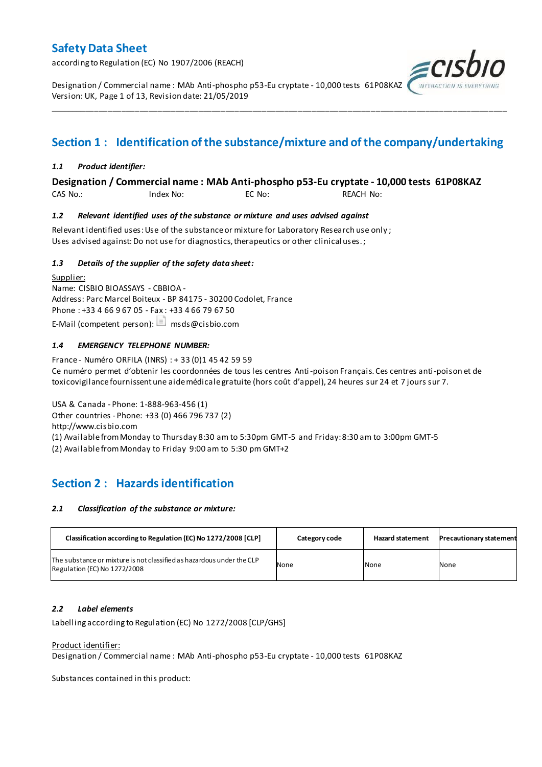# Safety Data Sheet

according to Regulation (EC) No 1907/2006 (REACH)

Designation / Commercial name : MAb Anti-phospho p53-Eu cryptate - 10,000 tests 61P08KAZ
Version: UK, Page 1 of 13, Revision date: 21/05/2019

---

## Section 1 : Identification of the substance/mixture and of the company/undertaking

### *1.1 Product identifier:*

**Designation / Commercial name : MAb Anti-phospho p53-Eu cryptate - 10,000 tests 61P08KAZ**

CAS No.: Index No: EC No: REACH No:

### *1.2 Relevant identified uses of the substance or mixture and uses advised against*

Relevant identified uses: Use of the substance or mixture for Laboratory Research use only ;
Uses advised against: Do not use for diagnostics, therapeutics or other clinical uses. ;

### *1.3 Details of the supplier of the safety data sheet:*

Supplier:
Name: CISBIO BIOASSAYS - CBBIOA -
Address: Parc Marcel Boiteux - BP 84175 - 30200 Codolet, France
Phone : +33 4 66 9 67 05 - Fax : +33 4 66 79 67 50
E-Mail (competent person): msds@cisbio.com

### *1.4 EMERGENCY TELEPHONE NUMBER:*

France - Numéro ORFILA (INRS) : + 33 (0)1 45 42 59 59
Ce numéro permet d'obtenir les coordonnées de tous les centres Anti-poison Français. Ces centres anti-poison et de toxicovigilance fournissent une aide médicale gratuite (hors coût d'appel), 24 heures sur 24 et 7 jours sur 7.

USA & Canada - Phone: 1-888-963-456 (1)
Other countries - Phone: +33 (0) 466 796 737 (2)
http://www.cisbio.com
(1) Available from Monday to Thursday 8:30 am to 5:30pm GMT-5 and Friday: 8:30 am to 3:00pm GMT-5
(2) Available from Monday to Friday 9:00 am to 5:30 pm GMT+2

## Section 2 : Hazards identification

### *2.1 Classification of the substance or mixture:*

| Classification according to Regulation (EC) No 1272/2008 [CLP] | Category code | Hazard statement | Precautionary statement |
|---|---|---|---|
| The substance or mixture is not classified as hazardous under the CLP Regulation (EC) No 1272/2008 | None | None | None |

### *2.2 Label elements*

Labelling according to Regulation (EC) No 1272/2008 [CLP/GHS]

Product identifier:
Designation / Commercial name : MAb Anti-phospho p53-Eu cryptate - 10,000 tests 61P08KAZ

Substances contained in this product: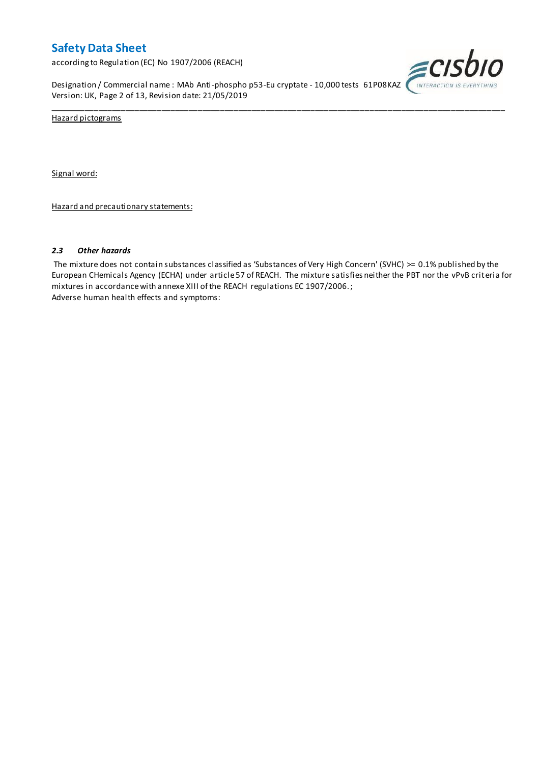Hazard pictograms

Signal word:

Hazard and precautionary statements:

### *2.3 Other hazards*

The mixture does not contain substances classified as 'Substances of Very High Concern' (SVHC) >= 0.1% published by the European CHemicals Agency (ECHA) under article 57 of REACH. The mixture satisfies neither the PBT nor the vPvB criteria for mixtures in accordance with annexe XIII of the REACH regulations EC 1907/2006. ;

Adverse human health effects and symptoms: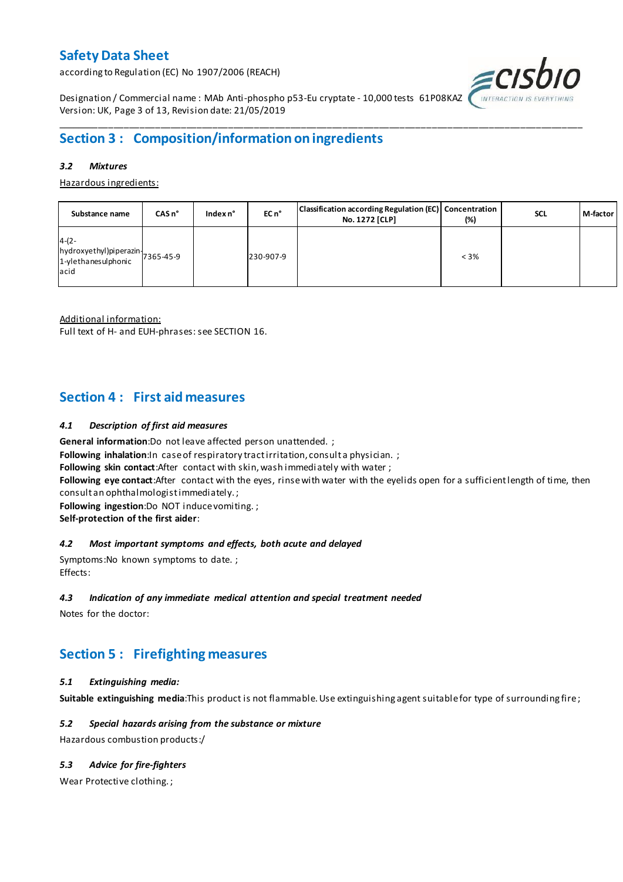## Section 3 : Composition/information on ingredients

### *3.2 Mixtures*

Hazardous ingredients:

| Substance name | CAS n° | Index n° | EC n° | Classification according Regulation (EC) No. 1272 [CLP] | Concentration (%) | SCL | M-factor |
|---|---|---|---|---|---|---|---|
| 4-(2-hydroxyethyl)piperazin-1-ylethanesulphonic acid | 7365-45-9 | | 230-907-9 | | < 3% | | |

Additional information:

Full text of H- and EUH-phrases: see SECTION 16.

## Section 4 : First aid measures

### *4.1 Description of first aid measures*

**General information**:Do not leave affected person unattended. ;

**Following inhalation**:In case of respiratory tract irritation, consult a physician. ;

**Following skin contact**:After contact with skin, wash immediately with water ;

**Following eye contact**:After contact with the eyes, rinse with water with the eyelids open for a sufficient length of time, then consult an ophthalmologist immediately. ;

**Following ingestion**:Do NOT induce vomiting. ;

**Self-protection of the first aider**:

### *4.2 Most important symptoms and effects, both acute and delayed*

Symptoms:No known symptoms to date. ;

Effects:

### *4.3 Indication of any immediate medical attention and special treatment needed*

Notes for the doctor:

## Section 5 : Firefighting measures

### *5.1 Extinguishing media:*

**Suitable extinguishing media**:This product is not flammable. Use extinguishing agent suitable for type of surrounding fire ;

### *5.2 Special hazards arising from the substance or mixture*

Hazardous combustion products:/

### *5.3 Advice for fire-fighters*

Wear Protective clothing. ;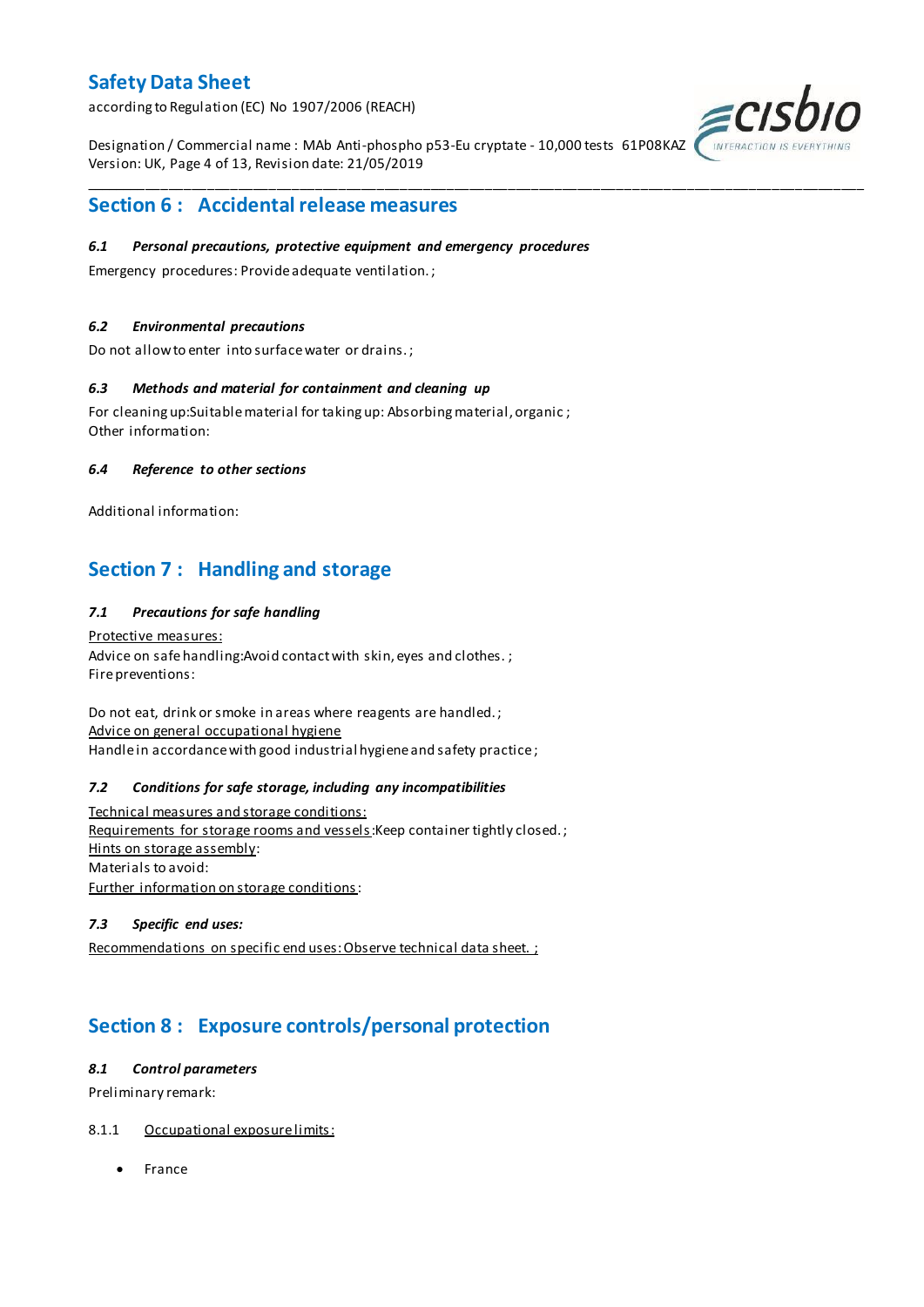## Section 6 : Accidental release measures

***6.1 Personal precautions, protective equipment and emergency procedures***

Emergency procedures: Provide adequate ventilation. ;

***6.2 Environmental precautions***

Do not allow to enter into surface water or drains. ;

***6.3 Methods and material for containment and cleaning up***

For cleaning up:Suitable material for taking up: Absorbing material, organic ;
Other information:

***6.4 Reference to other sections***

Additional information:

## Section 7 : Handling and storage

***7.1 Precautions for safe handling***

Protective measures:
Advice on safe handling:Avoid contact with skin, eyes and clothes. ;
Fire preventions:

Do not eat, drink or smoke in areas where reagents are handled. ;
Advice on general occupational hygiene
Handle in accordance with good industrial hygiene and safety practice ;

***7.2 Conditions for safe storage, including any incompatibilities***

Technical measures and storage conditions:
Requirements for storage rooms and vessels:Keep container tightly closed. ;
Hints on storage assembly:
Materials to avoid:
Further information on storage conditions:

***7.3 Specific end uses:***

Recommendations on specific end uses: Observe technical data sheet. ;

## Section 8 : Exposure controls/personal protection

***8.1 Control parameters***

Preliminary remark:

8.1.1 Occupational exposure limits:

- France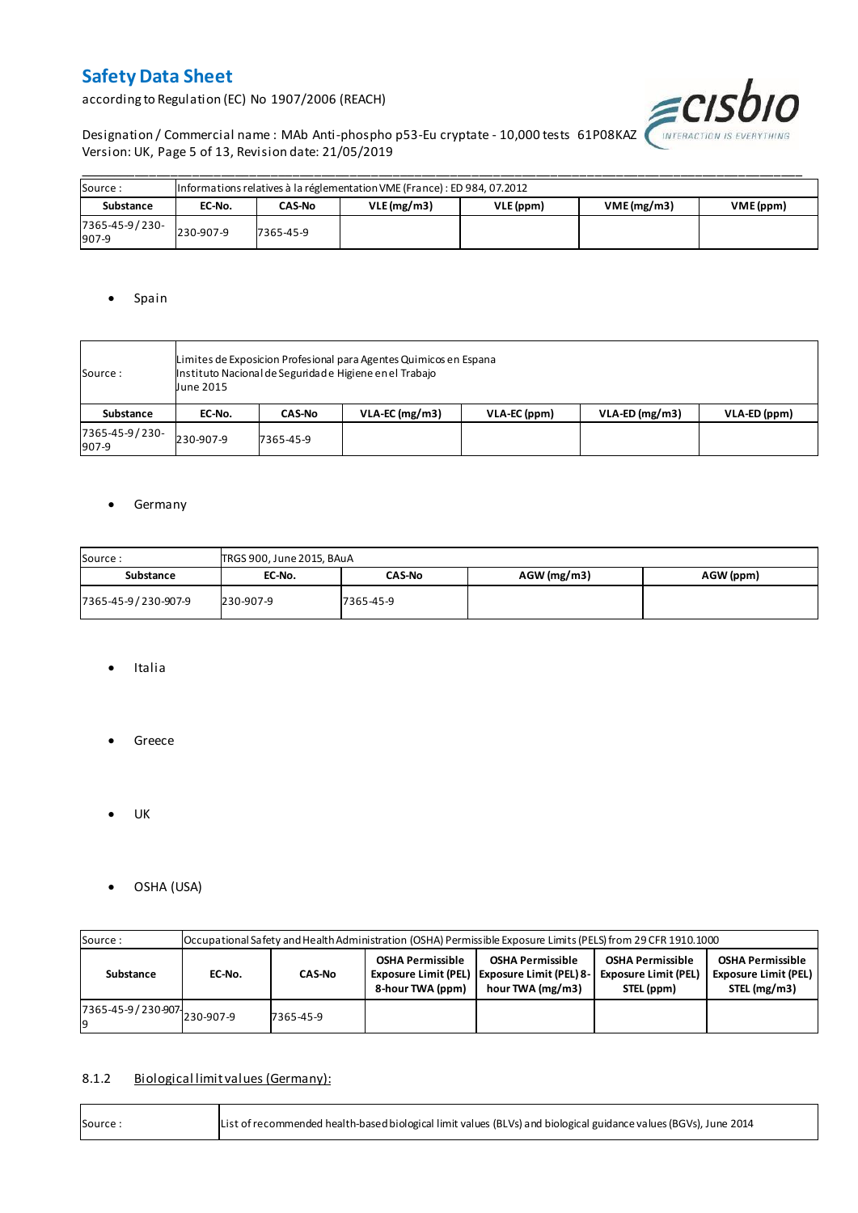| Source : | Informations relatives à la réglementation VME (France) : ED 984, 07.2012 | | | | | |
|---|---|---|---|---|---|---|
| Substance | EC-No. | CAS-No | VLE (mg/m3) | VLE (ppm) | VME (mg/m3) | VME (ppm) |
| 7365-45-9 / 230-907-9 | 230-907-9 | 7365-45-9 | | | | |

- Spain

| Source : | Limites de Exposicion Profesional para Agentes Quimicos en Espana<br>Instituto Nacional de Seguridad e Higiene en el Trabajo<br>June 2015 | | | | | |
|---|---|---|---|---|---|---|
| Substance | EC-No. | CAS-No | VLA-EC (mg/m3) | VLA-EC (ppm) | VLA-ED (mg/m3) | VLA-ED (ppm) |
| 7365-45-9 / 230-907-9 | 230-907-9 | 7365-45-9 | | | | |

- Germany

| Source : | TRGS 900, June 2015, BAuA | | | |
|---|---|---|---|---|
| Substance | EC-No. | CAS-No | AGW (mg/m3) | AGW (ppm) |
| 7365-45-9 / 230-907-9 | 230-907-9 | 7365-45-9 | | |

- Italia

- Greece

- UK

- OSHA (USA)

| Source : | Occupational Safety and Health Administration (OSHA) Permissible Exposure Limits (PELS) from 29 CFR 1910.1000 | | | | | |
|---|---|---|---|---|---|---|
| Substance | EC-No. | CAS-No | OSHA Permissible Exposure Limit (PEL) 8-hour TWA (ppm) | OSHA Permissible Exposure Limit (PEL) 8-hour TWA (mg/m3) | OSHA Permissible Exposure Limit (PEL) STEL (ppm) | OSHA Permissible Exposure Limit (PEL) STEL (mg/m3) |
| 7365-45-9 / 230-907-9 | 230-907-9 | 7365-45-9 | | | | |

### 8.1.2 Biological limit values (Germany):

| Source : | List of recommended health-based biological limit values (BLVs) and biological guidance values (BGVs), June 2014 |
|---|---|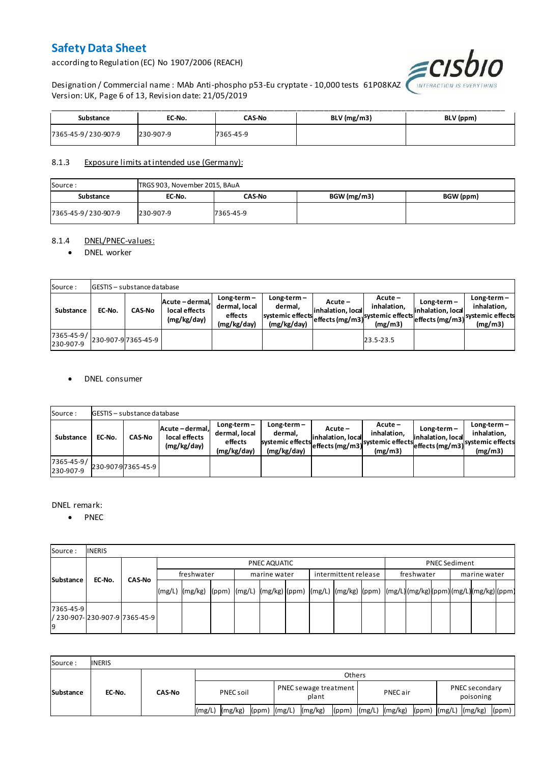| Substance | EC-No. | CAS-No | BLV (mg/m3) | BLV (ppm) |
|---|---|---|---|---|
| 7365-45-9 / 230-907-9 | 230-907-9 | 7365-45-9 | | |

8.1.3 Exposure limits at intended use (Germany):

| Source : | TRGS 903, November 2015, BAuA | | | |
|---|---|---|---|---|
| Substance | EC-No. | CAS-No | BGW (mg/m3) | BGW (ppm) |
| 7365-45-9 / 230-907-9 | 230-907-9 | 7365-45-9 | | |

8.1.4 DNEL/PNEC-values:

- DNEL worker

| Source : | GESTIS – substance database | | | | | | | | | |
|---|---|---|---|---|---|---|---|---|---|---|
| Substance | EC-No. | CAS-No | Acute – dermal, local effects (mg/kg/day) | Long-term – dermal, local effects (mg/kg/day) | Long-term – dermal, systemic effects (mg/kg/day) | Acute – inhalation, local effects (mg/m3) | Acute – inhalation, systemic effects (mg/m3) | Long-term – inhalation, local effects (mg/m3) | Long-term – inhalation, systemic effects (mg/m3) |
| 7365-45-9 / 230-907-9 | 230-907-9 | 7365-45-9 | | | | | 23.5-23.5 | | |

- DNEL consumer

| Source : | GESTIS – substance database | | | | | | | | | |
|---|---|---|---|---|---|---|---|---|---|---|
| Substance | EC-No. | CAS-No | Acute – dermal, local effects (mg/kg/day) | Long-term – dermal, local effects (mg/kg/day) | Long-term – dermal, systemic effects (mg/kg/day) | Acute – inhalation, local effects (mg/m3) | Acute – inhalation, systemic effects (mg/m3) | Long-term – inhalation, local effects (mg/m3) | Long-term – inhalation, systemic effects (mg/m3) |
| 7365-45-9 / 230-907-9 | 230-907-9 | 7365-45-9 | | | | | | | |

DNEL remark:

- PNEC

| Source : | INERIS | | | | | | | | | | | | | | | | | |
|---|---|---|---|---|---|---|---|---|---|---|---|---|---|---|---|---|---|---|
| Substance | EC-No. | CAS-No | PNEC AQUATIC | | | | | | | | | PNEC Sediment | | | | | |
| | | | freshwater | | | marine water | | | intermittent release | | | freshwater | | | marine water | | |
| | | | (mg/L) | (mg/kg) | (ppm) | (mg/L) | (mg/kg) | (ppm) | (mg/L) | (mg/kg) | (ppm) | (mg/L) | (mg/kg) | (ppm) | (mg/L) | (mg/kg) | (ppm) |
| 7365-45-9 / 230-907-9 | 230-907-9 | 7365-45-9 | | | | | | | | | | | | | | | |

| Source : | INERIS | | | | | | | | | | | | | | |
|---|---|---|---|---|---|---|---|---|---|---|---|---|---|---|---|
| Substance | EC-No. | CAS-No | Others | | | | | | | | | | | | |
| | | | PNEC soil | | | PNEC sewage treatment plant | | | PNEC air | | | PNEC secondary poisoning | | |
| | | | (mg/L) | (mg/kg) | (ppm) | (mg/L) | (mg/kg) | (ppm) | (mg/L) | (mg/kg) | (ppm) | (mg/L) | (mg/kg) | (ppm) |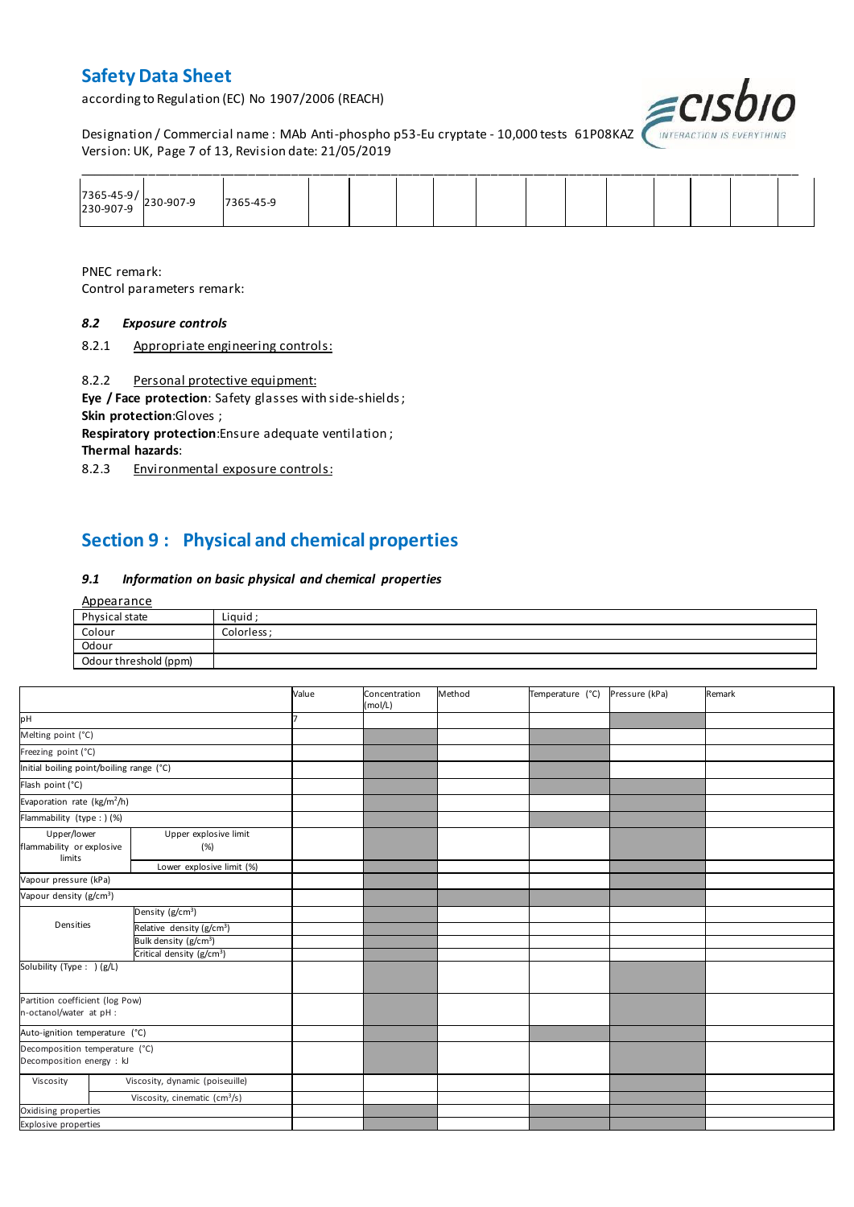| 7365-45-9/ 230-907-9 | 230-907-9 | 7365-45-9 | | | | | | | | | | | |
|---|---|---|---|---|---|---|---|---|---|---|---|---|---|

PNEC remark:
Control parameters remark:

### 8.2 *Exposure controls*

8.2.1 Appropriate engineering controls:

8.2.2 Personal protective equipment:

**Eye / Face protection**: Safety glasses with side-shields ;
**Skin protection**:Gloves ;
**Respiratory protection**:Ensure adequate ventilation ;
**Thermal hazards**:

8.2.3 Environmental exposure controls:

## Section 9 : Physical and chemical properties

### 9.1 *Information on basic physical and chemical properties*

Appearance

| Physical state | Liquid ; |
|---|---|
| Colour | Colorless ; |
| Odour | |
| Odour threshold (ppm) | |

| | | Value | Concentration (mol/L) | Method | Temperature (°C) | Pressure (kPa) | Remark |
|---|---|---|---|---|---|---|---|
| pH | | 7 | | | | | |
| Melting point (°C) | | | | | | | |
| Freezing point (°C) | | | | | | | |
| Initial boiling point/boiling range (°C) | | | | | | | |
| Flash point (°C) | | | | | | | |
| Evaporation rate (kg/m²/h) | | | | | | | |
| Flammability (type : ) (%) | | | | | | | |
| Upper/lower flammability or explosive limits | Upper explosive limit (%) | | | | | | |
| | Lower explosive limit (%) | | | | | | |
| Vapour pressure (kPa) | | | | | | | |
| Vapour density (g/cm³) | | | | | | | |
| Densities | Density (g/cm³) | | | | | | |
| | Relative density (g/cm³) | | | | | | |
| | Bulk density (g/cm³) | | | | | | |
| | Critical density (g/cm³) | | | | | | |
| Solubility (Type : ) (g/L) | | | | | | | |
| Partition coefficient (log Pow) n-octanol/water at pH : | | | | | | | |
| Auto-ignition temperature (°C) | | | | | | | |
| Decomposition temperature (°C) Decomposition energy : kJ | | | | | | | |
| Viscosity | Viscosity, dynamic (poiseuille) | | | | | | |
| | Viscosity, cinematic (cm³/s) | | | | | | |
| Oxidising properties | | | | | | | |
| Explosive properties | | | | | | | |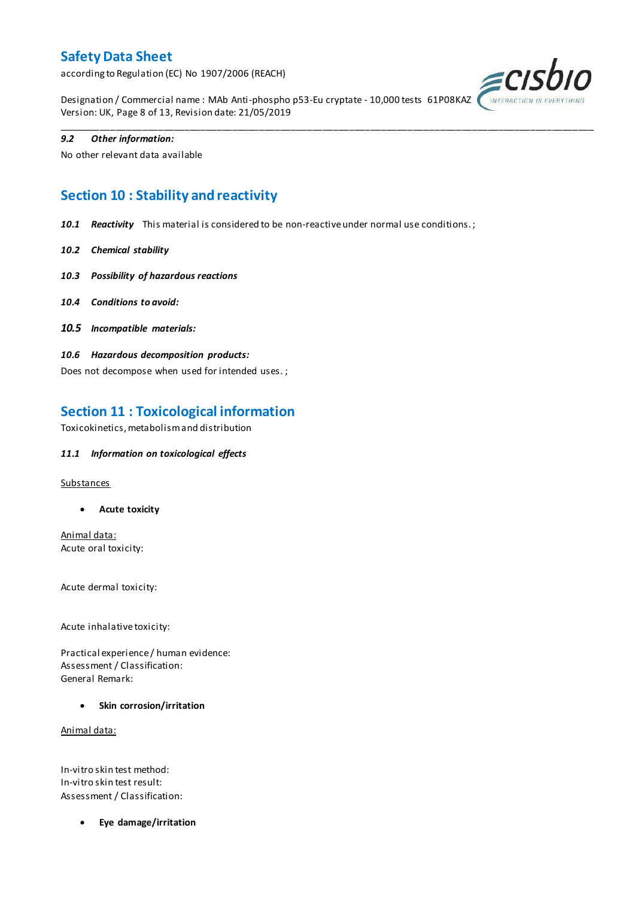*9.2 Other information:*

No other relevant data available

## Section 10 : Stability and reactivity

***10.1 Reactivity*** This material is considered to be non-reactive under normal use conditions. ;

***10.2 Chemical stability***

***10.3 Possibility of hazardous reactions***

***10.4 Conditions to avoid:***

***10.5 Incompatible materials:***

***10.6 Hazardous decomposition products:***

Does not decompose when used for intended uses. ;

## Section 11 : Toxicological information

Toxicokinetics, metabolism and distribution

***11.1 Information on toxicological effects***

Substances

- **Acute toxicity**

Animal data:
Acute oral toxicity:

Acute dermal toxicity:

Acute inhalative toxicity:

Practical experience / human evidence:
Assessment / Classification:
General Remark:

- **Skin corrosion/irritation**

Animal data:

In-vitro skin test method:
In-vitro skin test result:
Assessment / Classification:

- **Eye damage/irritation**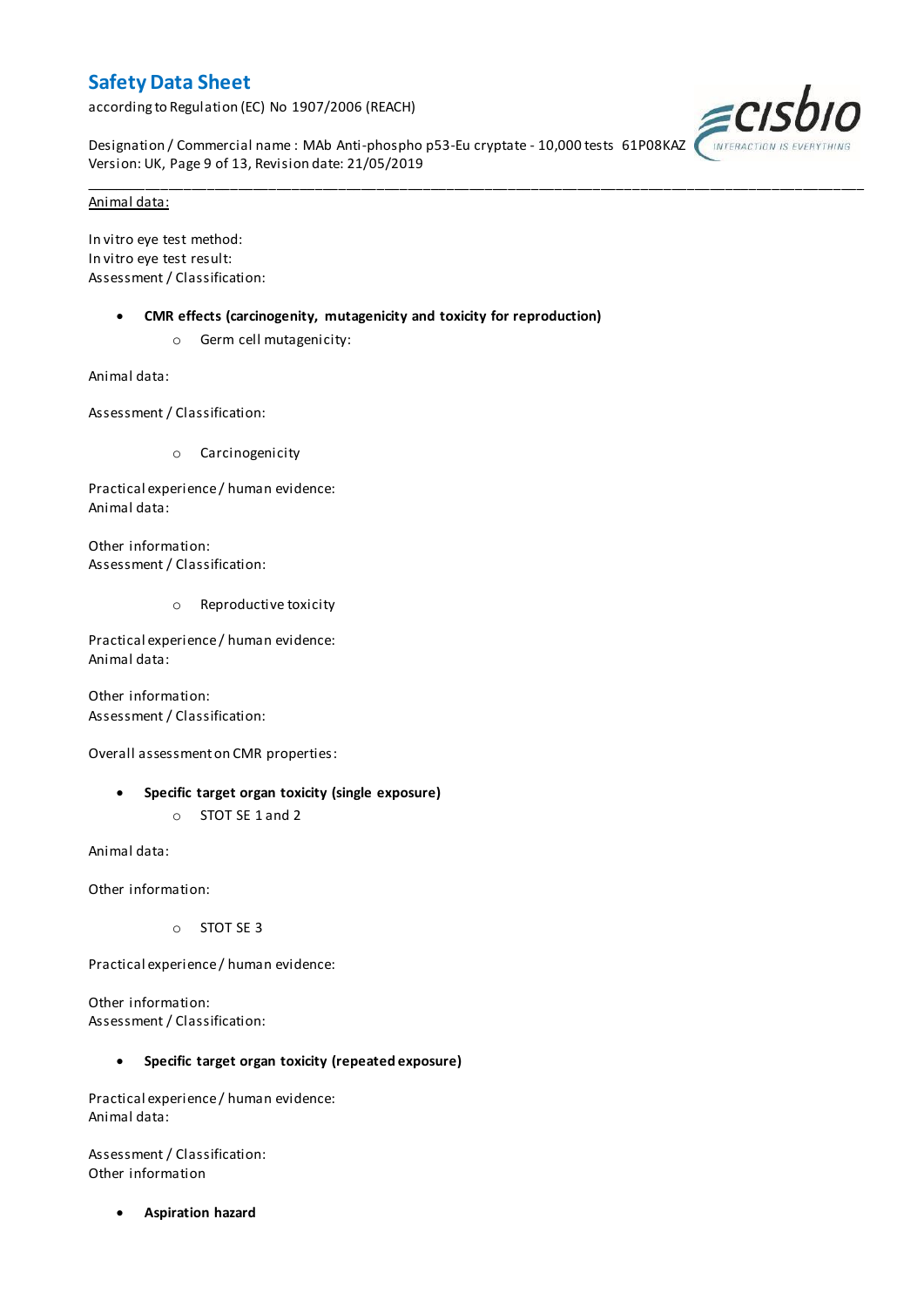Animal data:

In vitro eye test method:
In vitro eye test result:
Assessment / Classification:

- **CMR effects (carcinogenity, mutagenicity and toxicity for reproduction)**
  - Germ cell mutagenicity:

Animal data:

Assessment / Classification:

  - Carcinogenicity

Practical experience / human evidence:
Animal data:

Other information:
Assessment / Classification:

  - Reproductive toxicity

Practical experience / human evidence:
Animal data:

Other information:
Assessment / Classification:

Overall assessment on CMR properties:

- **Specific target organ toxicity (single exposure)**
  - STOT SE 1 and 2

Animal data:

Other information:

  - STOT SE 3

Practical experience / human evidence:

Other information:
Assessment / Classification:

- **Specific target organ toxicity (repeated exposure)**

Practical experience / human evidence:
Animal data:

Assessment / Classification:
Other information

- **Aspiration hazard**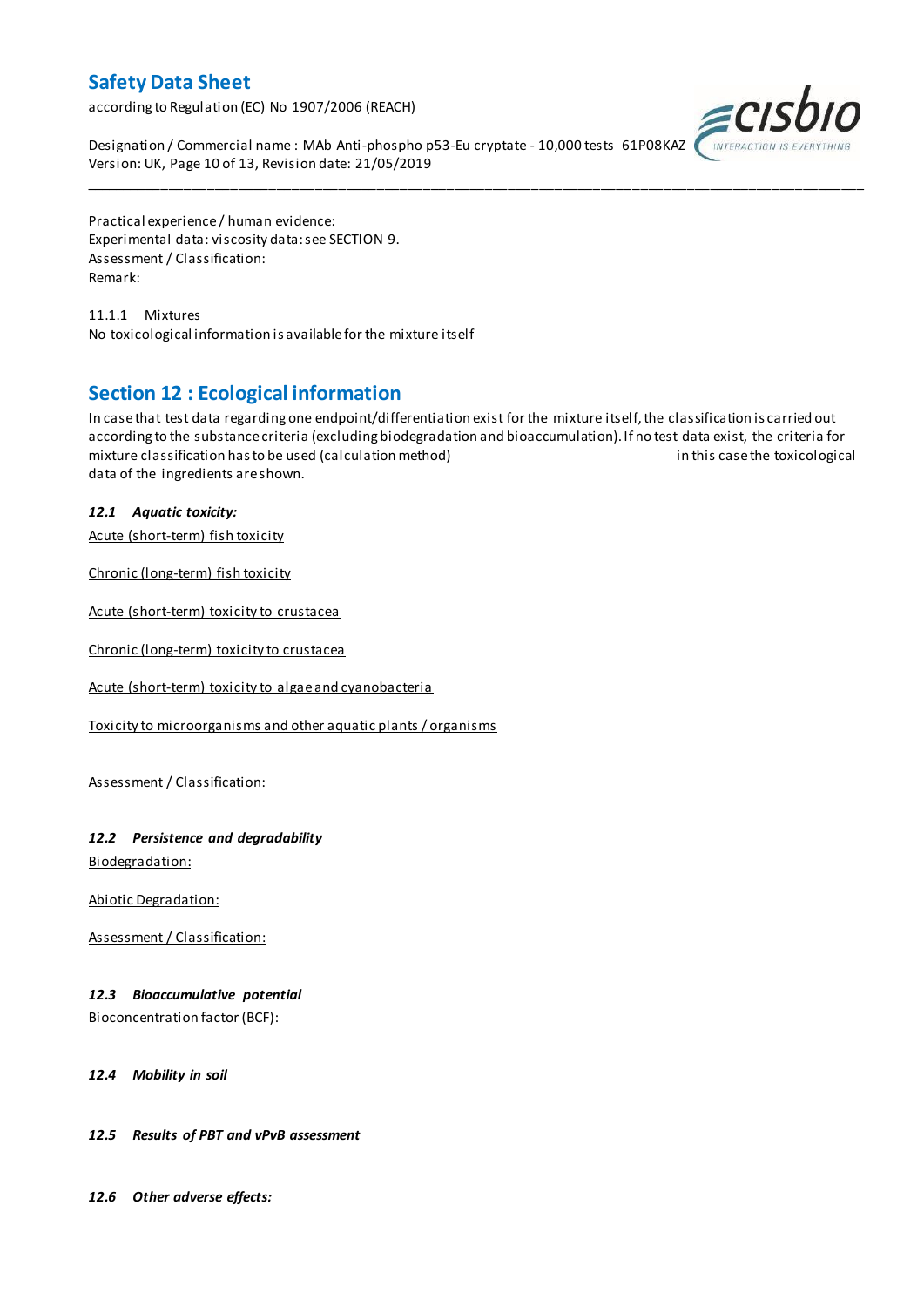Practical experience / human evidence:
Experimental data: viscosity data: see SECTION 9.
Assessment / Classification:
Remark:

11.1.1 Mixtures
No toxicological information is available for the mixture itself

## Section 12 : Ecological information

In case that test data regarding one endpoint/differentiation exist for the mixture itself, the classification is carried out according to the substance criteria (excluding biodegradation and bioaccumulation). If no test data exist, the criteria for mixture classification has to be used (calculation method) in this case the toxicological data of the ingredients are shown.

### *12.1 Aquatic toxicity:*

Acute (short-term) fish toxicity

Chronic (long-term) fish toxicity

Acute (short-term) toxicity to crustacea

Chronic (long-term) toxicity to crustacea

Acute (short-term) toxicity to algae and cyanobacteria

Toxicity to microorganisms and other aquatic plants / organisms

Assessment / Classification:

### *12.2 Persistence and degradability*

Biodegradation:

Abiotic Degradation:

Assessment / Classification:

### *12.3 Bioaccumulative potential*

Bioconcentration factor (BCF):

### *12.4 Mobility in soil*

### *12.5 Results of PBT and vPvB assessment*

### *12.6 Other adverse effects:*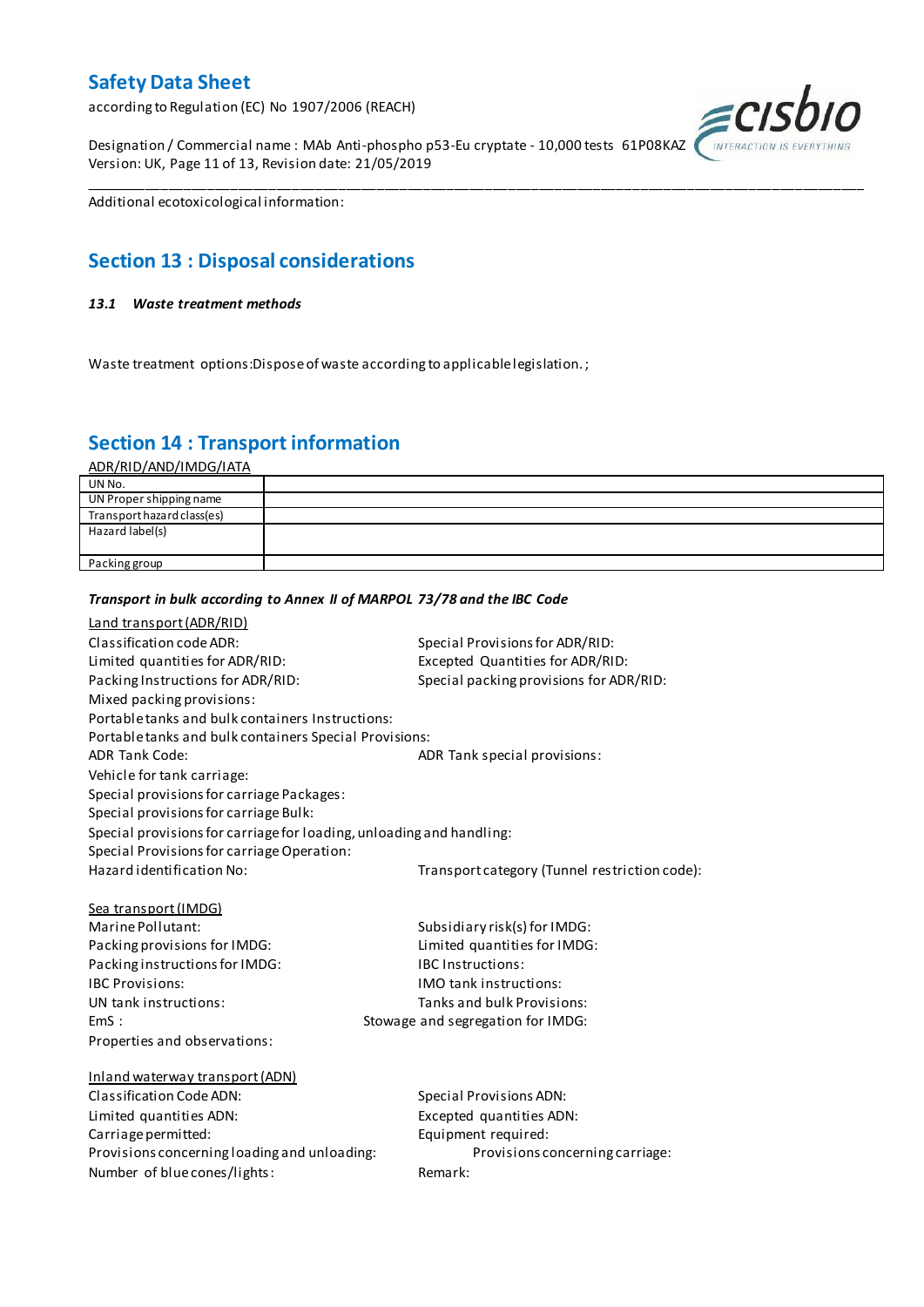Additional ecotoxicological information:

## Section 13 : Disposal considerations

***13.1 Waste treatment methods***

Waste treatment options:Dispose of waste according to applicable legislation. ;

## Section 14 : Transport information

ADR/RID/AND/IMDG/IATA

| UN No. | |
|---|---|
| UN Proper shipping name | |
| Transport hazard class(es) | |
| Hazard label(s) | |
| Packing group | |

***Transport in bulk according to Annex II of MARPOL 73/78 and the IBC Code***

Land transport (ADR/RID)

Classification code ADR:
Special Provisions for ADR/RID:
Limited quantities for ADR/RID:
Excepted Quantities for ADR/RID:
Packing Instructions for ADR/RID:
Special packing provisions for ADR/RID:
Mixed packing provisions:
Portable tanks and bulk containers Instructions:
Portable tanks and bulk containers Special Provisions:
ADR Tank Code:
ADR Tank special provisions:
Vehicle for tank carriage:
Special provisions for carriage Packages:
Special provisions for carriage Bulk:
Special provisions for carriage for loading, unloading and handling:
Special Provisions for carriage Operation:
Hazard identification No:
Transport category (Tunnel restriction code):

Sea transport (IMDG)

Marine Pollutant:
Subsidiary risk(s) for IMDG:
Packing provisions for IMDG:
Limited quantities for IMDG:
Packing instructions for IMDG:
IBC Instructions:
IBC Provisions:
IMO tank instructions:
UN tank instructions:
Tanks and bulk Provisions:
EmS :
Stowage and segregation for IMDG:
Properties and observations:

Inland waterway transport (ADN)

Classification Code ADN:
Special Provisions ADN:
Limited quantities ADN:
Excepted quantities ADN:
Carriage permitted:
Equipment required:
Provisions concerning loading and unloading:
Provisions concerning carriage:
Number of blue cones/lights:
Remark: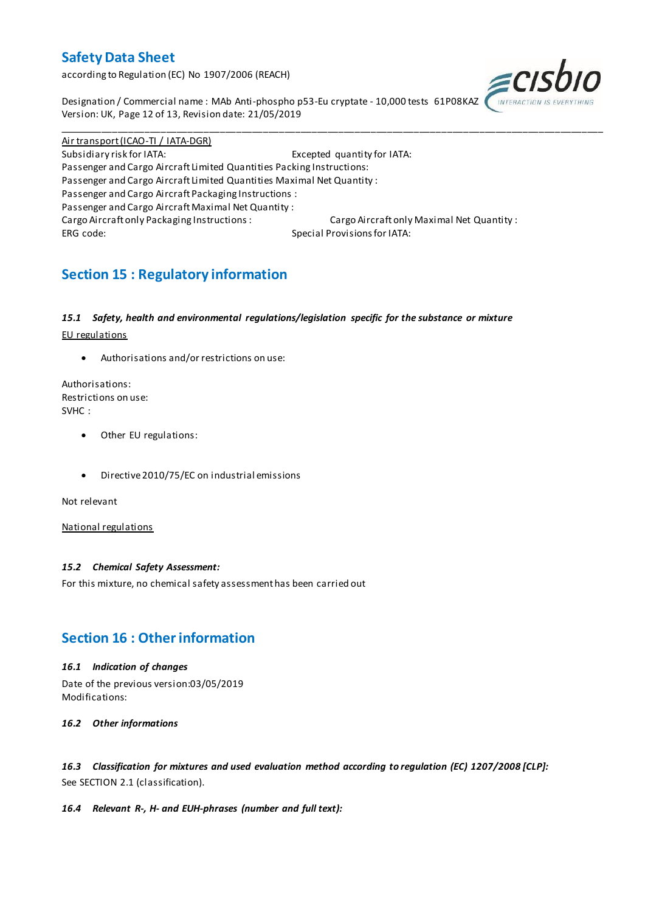Air transport (ICAO-TI / IATA-DGR)

Subsidiary risk for IATA: Excepted quantity for IATA:
Passenger and Cargo Aircraft Limited Quantities Packing Instructions:
Passenger and Cargo Aircraft Limited Quantities Maximal Net Quantity :
Passenger and Cargo Aircraft Packaging Instructions :
Passenger and Cargo Aircraft Maximal Net Quantity :
Cargo Aircraft only Packaging Instructions : Cargo Aircraft only Maximal Net Quantity :
ERG code: Special Provisions for IATA:

## Section 15 : Regulatory information

### *15.1 Safety, health and environmental regulations/legislation specific for the substance or mixture*

EU regulations

- Authorisations and/or restrictions on use:

Authorisations:
Restrictions on use:
SVHC :

- Other EU regulations:

- Directive 2010/75/EC on industrial emissions

Not relevant

National regulations

### *15.2 Chemical Safety Assessment:*

For this mixture, no chemical safety assessment has been carried out

## Section 16 : Other information

### *16.1 Indication of changes*

Date of the previous version:03/05/2019
Modifications:

### *16.2 Other informations*

### *16.3 Classification for mixtures and used evaluation method according to regulation (EC) 1207/2008 [CLP]:*

See SECTION 2.1 (classification).

### *16.4 Relevant R-, H- and EUH-phrases (number and full text):*